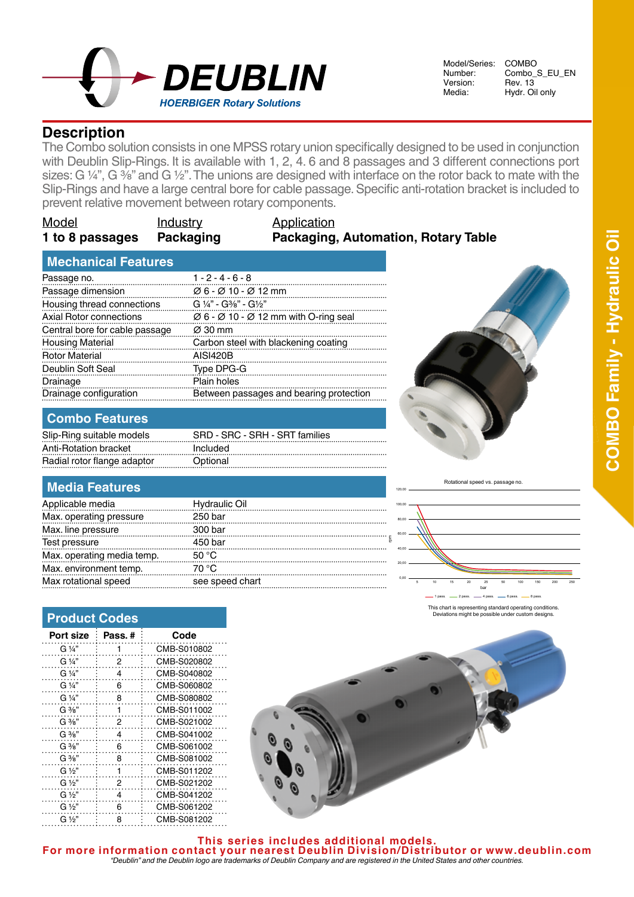DEUBLIN
HOERBIGER Rotary Solutions

| | |
|---|---|
| Model/Series: | COMBO |
| Number: | Combo_S_EU_EN |
| Version: | Rev. 13 |
| Media: | Hydr. Oil only |

## Description

The Combo solution consists in one MPSS rotary union specifically designed to be used in conjunction with Deublin Slip-Rings. It is available with 1, 2, 4. 6 and 8 passages and 3 different connections port sizes: G ¼", G ⅜" and G ½". The unions are designed with interface on the rotor back to mate with the Slip-Rings and have a large central bore for cable passage. Specific anti-rotation bracket is included to prevent relative movement between rotary components.

| Model | Industry | Application |
|---|---|---|
| **1 to 8 passages** | **Packaging** | **Packaging, Automation, Rotary Table** |

### Mechanical Features

| | |
|---|---|
| Passage no. | 1 - 2 - 4 - 6 - 8 |
| Passage dimension | Ø 6 - Ø 10 - Ø 12 mm |
| Housing thread connections | G ¼" - G⅜" - G½" |
| Axial Rotor connections | Ø 6 - Ø 10 - Ø 12 mm with O-ring seal |
| Central bore for cable passage | Ø 30 mm |
| Housing Material | Carbon steel with blackening coating |
| Rotor Material | AISI420B |
| Deublin Soft Seal | Type DPG-G |
| Drainage | Plain holes |
| Drainage configuration | Between passages and bearing protection |

### Combo Features

| | |
|---|---|
| Slip-Ring suitable models | SRD - SRC - SRH - SRT families |
| Anti-Rotation bracket | Included |
| Radial rotor flange adaptor | Optional |

### Media Features

| | |
|---|---|
| Applicable media | Hydraulic Oil |
| Max. operating pressure | 250 bar |
| Max. line pressure | 300 bar |
| Test pressure | 450 bar |
| Max. operating media temp. | 50 °C |
| Max. environment temp. | 70 °C |
| Max rotational speed | see speed chart |

Rotational speed vs. passage no.

This chart is representing standard operating conditions. Deviations might be possible under custom designs.

### Product Codes

| Port size | Pass. # | Code |
|---|---|---|
| G ¼" | 1 | CMB-S010802 |
| G ¼" | 2 | CMB-S020802 |
| G ¼" | 4 | CMB-S040802 |
| G ¼" | 6 | CMB-S060802 |
| G ¼" | 8 | CMB-S080802 |
| G ⅜" | 1 | CMB-S011002 |
| G ⅜" | 2 | CMB-S021002 |
| G ⅜" | 4 | CMB-S041002 |
| G ⅜" | 6 | CMB-S061002 |
| G ⅜" | 8 | CMB-S081002 |
| G ½" | 1 | CMB-S011202 |
| G ½" | 2 | CMB-S021202 |
| G ½" | 4 | CMB-S041202 |
| G ½" | 6 | CMB-S061202 |
| G ½" | 8 | CMB-S081202 |

COMBO Family - Hydraulic Oil

**This series includes additional models.**
**For more information contact your nearest Deublin Division/Distributor or www.deublin.com**

*"Deublin" and the Deublin logo are trademarks of Deublin Company and are registered in the United States and other countries.*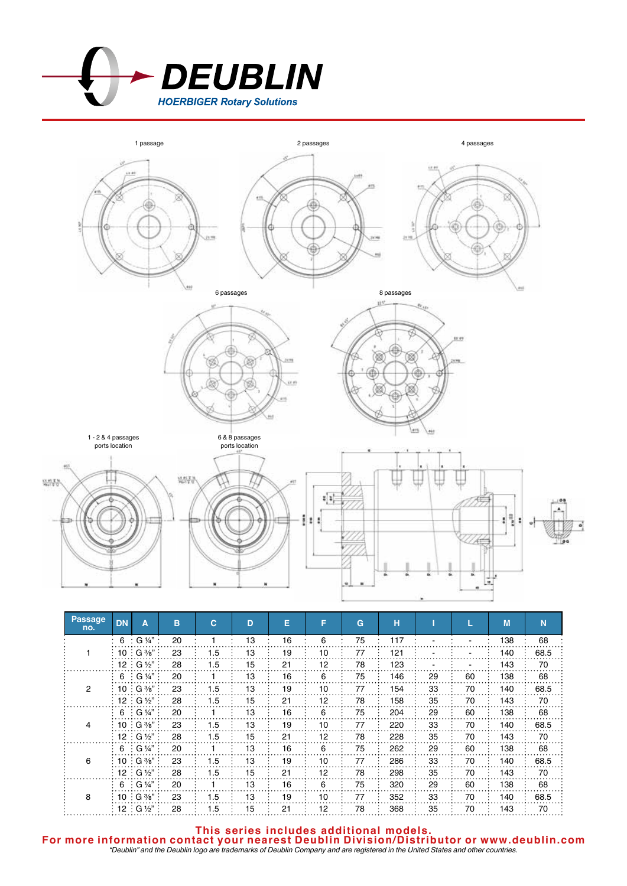DEUBLIN

HOERBIGER Rotary Solutions

1 passage

2 passages

4 passages

6 passages

8 passages

1 - 2 & 4 passages ports location

6 & 8 passages ports location

| Passage no. | DN | A | B | C | D | E | F | G | H | I | L | M | N |
|---|---|---|---|---|---|---|---|---|---|---|---|---|---|
| 1 | 6 | G ¼" | 20 | 1 | 13 | 16 | 6 | 75 | 117 | - | - | 138 | 68 |
| | 10 | G ⅜" | 23 | 1.5 | 13 | 19 | 10 | 77 | 121 | - | - | 140 | 68.5 |
| | 12 | G ½" | 28 | 1.5 | 15 | 21 | 12 | 78 | 123 | - | - | 143 | 70 |
| 2 | 6 | G ¼" | 20 | 1 | 13 | 16 | 6 | 75 | 146 | 29 | 60 | 138 | 68 |
| | 10 | G ⅜" | 23 | 1.5 | 13 | 19 | 10 | 77 | 154 | 33 | 70 | 140 | 68.5 |
| | 12 | G ½" | 28 | 1.5 | 15 | 21 | 12 | 78 | 158 | 35 | 70 | 143 | 70 |
| 4 | 6 | G ¼" | 20 | 1 | 13 | 16 | 6 | 75 | 204 | 29 | 60 | 138 | 68 |
| | 10 | G ⅜" | 23 | 1.5 | 13 | 19 | 10 | 77 | 220 | 33 | 70 | 140 | 68.5 |
| | 12 | G ½" | 28 | 1.5 | 15 | 21 | 12 | 78 | 228 | 35 | 70 | 143 | 70 |
| 6 | 6 | G ¼" | 20 | 1 | 13 | 16 | 6 | 75 | 262 | 29 | 60 | 138 | 68 |
| | 10 | G ⅜" | 23 | 1.5 | 13 | 19 | 10 | 77 | 286 | 33 | 70 | 140 | 68.5 |
| | 12 | G ½" | 28 | 1.5 | 15 | 21 | 12 | 78 | 298 | 35 | 70 | 143 | 70 |
| 8 | 6 | G ¼" | 20 | 1 | 13 | 16 | 6 | 75 | 320 | 29 | 60 | 138 | 68 |
| | 10 | G ⅜" | 23 | 1.5 | 13 | 19 | 10 | 77 | 352 | 33 | 70 | 140 | 68.5 |
| | 12 | G ½" | 28 | 1.5 | 15 | 21 | 12 | 78 | 368 | 35 | 70 | 143 | 70 |

**This series includes additional models.**
**For more information contact your nearest Deublin Division/Distributor or www.deublin.com**

*"Deublin" and the Deublin logo are trademarks of Deublin Company and are registered in the United States and other countries.*